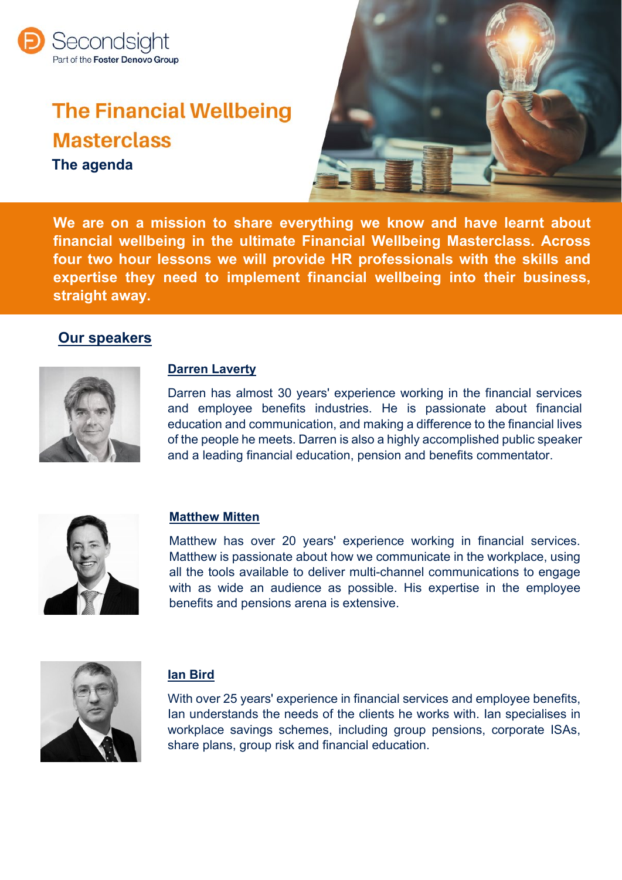Secondsight
Part of the Foster Denovo Group

# The Financial Wellbeing Masterclass

## The agenda

**We are on a mission to share everything we know and have learnt about financial wellbeing in the ultimate Financial Wellbeing Masterclass. Across four two hour lessons we will provide HR professionals with the skills and expertise they need to implement financial wellbeing into their business, straight away.**

## Our speakers

### Darren Laverty

Darren has almost 30 years' experience working in the financial services and employee benefits industries. He is passionate about financial education and communication, and making a difference to the financial lives of the people he meets. Darren is also a highly accomplished public speaker and a leading financial education, pension and benefits commentator.

### Matthew Mitten

Matthew has over 20 years' experience working in financial services. Matthew is passionate about how we communicate in the workplace, using all the tools available to deliver multi-channel communications to engage with as wide an audience as possible. His expertise in the employee benefits and pensions arena is extensive.

### Ian Bird

With over 25 years' experience in financial services and employee benefits, Ian understands the needs of the clients he works with. Ian specialises in workplace savings schemes, including group pensions, corporate ISAs, share plans, group risk and financial education.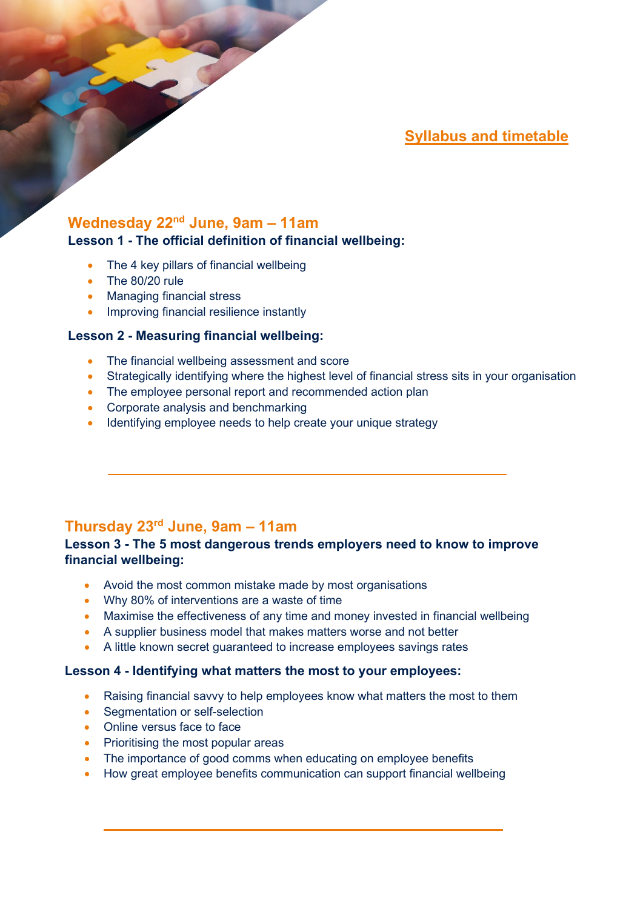## Syllabus and timetable

### Wednesday 22nd June, 9am – 11am

**Lesson 1 - The official definition of financial wellbeing:**

- The 4 key pillars of financial wellbeing
- The 80/20 rule
- Managing financial stress
- Improving financial resilience instantly

**Lesson 2 - Measuring financial wellbeing:**

- The financial wellbeing assessment and score
- Strategically identifying where the highest level of financial stress sits in your organisation
- The employee personal report and recommended action plan
- Corporate analysis and benchmarking
- Identifying employee needs to help create your unique strategy

---

### Thursday 23rd June, 9am – 11am

**Lesson 3 - The 5 most dangerous trends employers need to know to improve financial wellbeing:**

- Avoid the most common mistake made by most organisations
- Why 80% of interventions are a waste of time
- Maximise the effectiveness of any time and money invested in financial wellbeing
- A supplier business model that makes matters worse and not better
- A little known secret guaranteed to increase employees savings rates

**Lesson 4 - Identifying what matters the most to your employees:**

- Raising financial savvy to help employees know what matters the most to them
- Segmentation or self-selection
- Online versus face to face
- Prioritising the most popular areas
- The importance of good comms when educating on employee benefits
- How great employee benefits communication can support financial wellbeing

---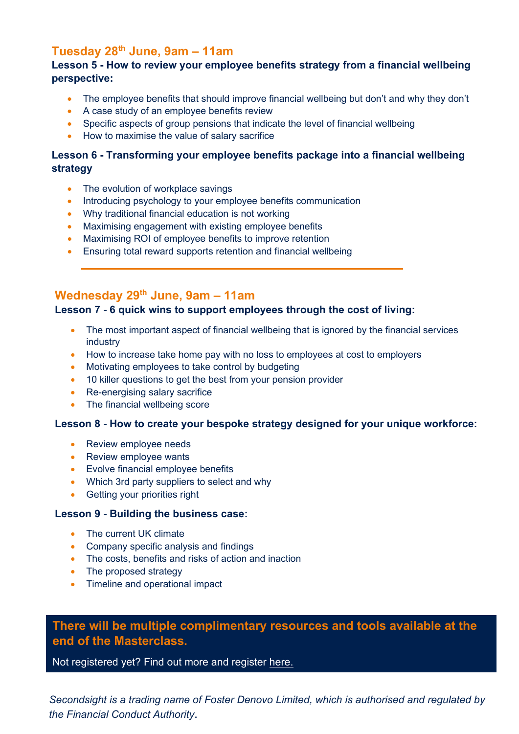## Tuesday 28th June, 9am – 11am

**Lesson 5 - How to review your employee benefits strategy from a financial wellbeing perspective:**

- The employee benefits that should improve financial wellbeing but don't and why they don't
- A case study of an employee benefits review
- Specific aspects of group pensions that indicate the level of financial wellbeing
- How to maximise the value of salary sacrifice

**Lesson 6 - Transforming your employee benefits package into a financial wellbeing strategy**

- The evolution of workplace savings
- Introducing psychology to your employee benefits communication
- Why traditional financial education is not working
- Maximising engagement with existing employee benefits
- Maximising ROI of employee benefits to improve retention
- Ensuring total reward supports retention and financial wellbeing

---

## Wednesday 29th June, 9am – 11am

**Lesson 7 - 6 quick wins to support employees through the cost of living:**

- The most important aspect of financial wellbeing that is ignored by the financial services industry
- How to increase take home pay with no loss to employees at cost to employers
- Motivating employees to take control by budgeting
- 10 killer questions to get the best from your pension provider
- Re-energising salary sacrifice
- The financial wellbeing score

**Lesson 8 - How to create your bespoke strategy designed for your unique workforce:**

- Review employee needs
- Review employee wants
- Evolve financial employee benefits
- Which 3rd party suppliers to select and why
- Getting your priorities right

**Lesson 9 - Building the business case:**

- The current UK climate
- Company specific analysis and findings
- The costs, benefits and risks of action and inaction
- The proposed strategy
- Timeline and operational impact

**There will be multiple complimentary resources and tools available at the end of the Masterclass.**

Not registered yet? Find out more and register here.

*Secondsight is a trading name of Foster Denovo Limited, which is authorised and regulated by the Financial Conduct Authority*.